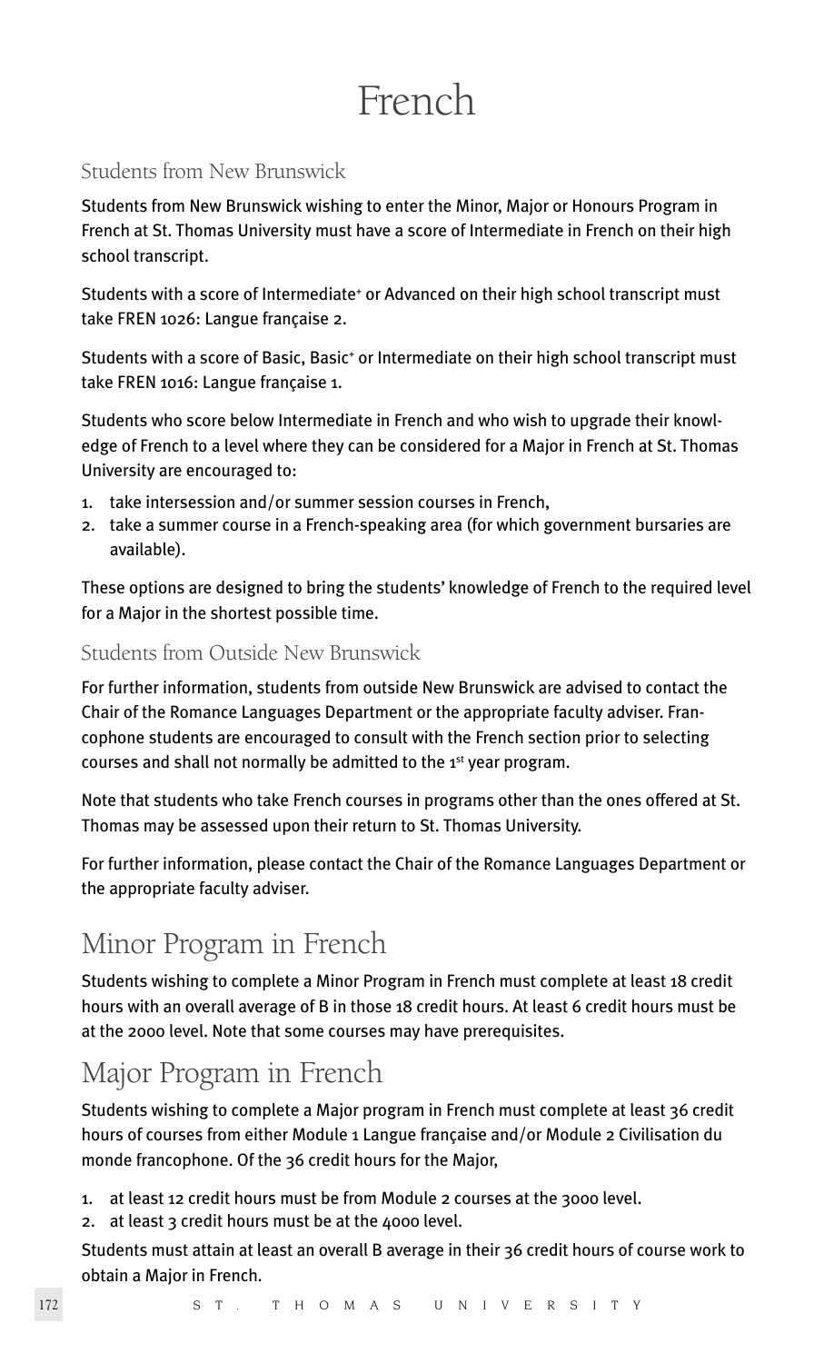# French

## Students from New Brunswick

Students from New Brunswick wishing to enter the Minor, Major or Honours Program in French at St. Thomas University must have a score of Intermediate in French on their high school transcript.

Students with a score of Intermediate+ or Advanced on their high school transcript must take FREN 1026: Langue française 2.

Students with a score of Basic, Basic+ or Intermediate on their high school transcript must take FREN 1016: Langue française 1.

Students who score below Intermediate in French and who wish to upgrade their knowledge of French to a level where they can be considered for a Major in French at St. Thomas University are encouraged to:

1. take intersession and/or summer session courses in French,
2. take a summer course in a French-speaking area (for which government bursaries are available).

These options are designed to bring the students' knowledge of French to the required level for a Major in the shortest possible time.

## Students from Outside New Brunswick

For further information, students from outside New Brunswick are advised to contact the Chair of the Romance Languages Department or the appropriate faculty adviser. Francophone students are encouraged to consult with the French section prior to selecting courses and shall not normally be admitted to the 1st year program.

Note that students who take French courses in programs other than the ones offered at St. Thomas may be assessed upon their return to St. Thomas University.

For further information, please contact the Chair of the Romance Languages Department or the appropriate faculty adviser.

# Minor Program in French

Students wishing to complete a Minor Program in French must complete at least 18 credit hours with an overall average of B in those 18 credit hours. At least 6 credit hours must be at the 2000 level. Note that some courses may have prerequisites.

# Major Program in French

Students wishing to complete a Major program in French must complete at least 36 credit hours of courses from either Module 1 Langue française and/or Module 2 Civilisation du monde francophone. Of the 36 credit hours for the Major,

1. at least 12 credit hours must be from Module 2 courses at the 3000 level.
2. at least 3 credit hours must be at the 4000 level.

Students must attain at least an overall B average in their 36 credit hours of course work to obtain a Major in French.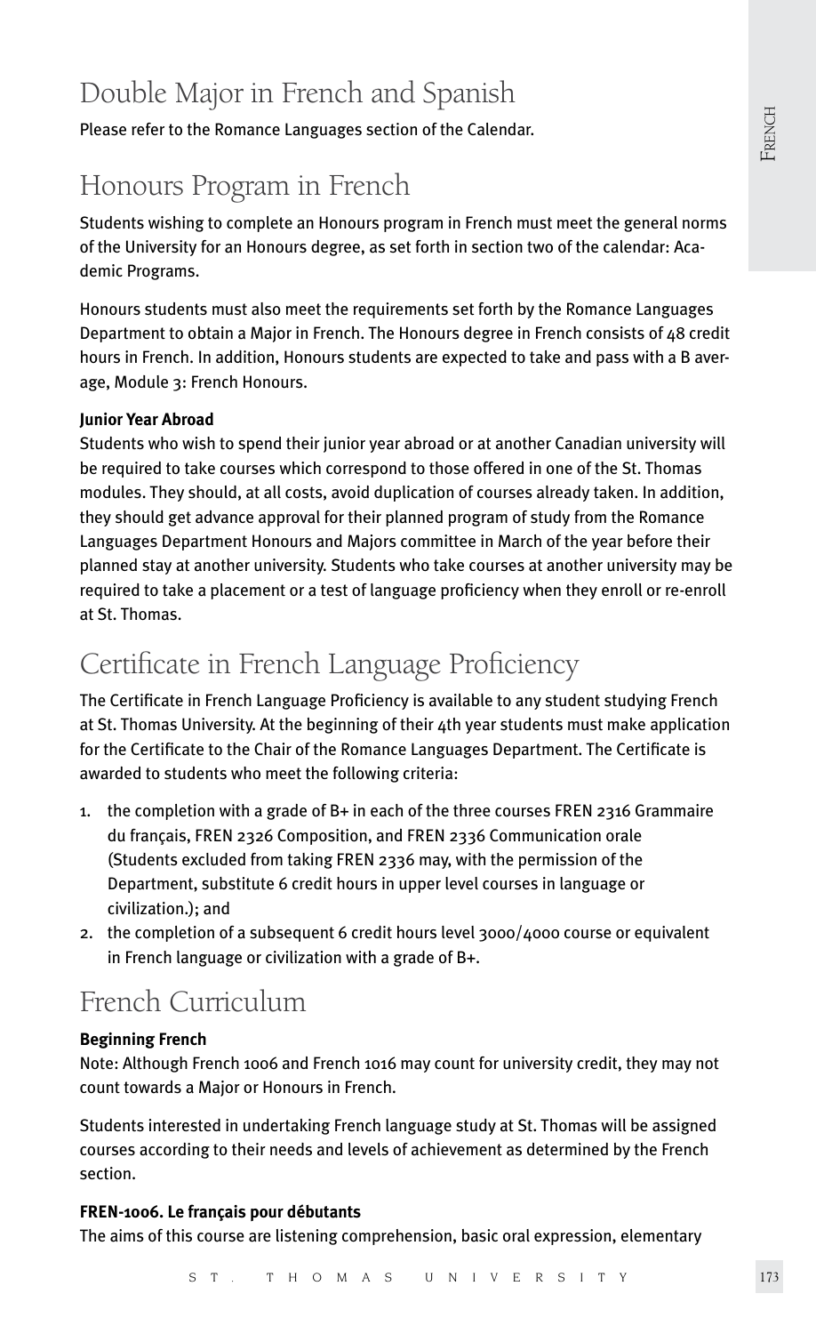## Double Major in French and Spanish

Please refer to the Romance Languages section of the Calendar.

## Honours Program in French

Students wishing to complete an Honours program in French must meet the general norms of the University for an Honours degree, as set forth in section two of the calendar: Academic Programs.

Honours students must also meet the requirements set forth by the Romance Languages Department to obtain a Major in French. The Honours degree in French consists of 48 credit hours in French. In addition, Honours students are expected to take and pass with a B average, Module 3: French Honours.

**Junior Year Abroad**

Students who wish to spend their junior year abroad or at another Canadian university will be required to take courses which correspond to those offered in one of the St. Thomas modules. They should, at all costs, avoid duplication of courses already taken. In addition, they should get advance approval for their planned program of study from the Romance Languages Department Honours and Majors committee in March of the year before their planned stay at another university. Students who take courses at another university may be required to take a placement or a test of language proficiency when they enroll or re-enroll at St. Thomas.

## Certificate in French Language Proficiency

The Certificate in French Language Proficiency is available to any student studying French at St. Thomas University. At the beginning of their 4th year students must make application for the Certificate to the Chair of the Romance Languages Department. The Certificate is awarded to students who meet the following criteria:

1. the completion with a grade of B+ in each of the three courses FREN 2316 Grammaire du français, FREN 2326 Composition, and FREN 2336 Communication orale (Students excluded from taking FREN 2336 may, with the permission of the Department, substitute 6 credit hours in upper level courses in language or civilization.); and
2. the completion of a subsequent 6 credit hours level 3000/4000 course or equivalent in French language or civilization with a grade of B+.

## French Curriculum

**Beginning French**

Note: Although French 1006 and French 1016 may count for university credit, they may not count towards a Major or Honours in French.

Students interested in undertaking French language study at St. Thomas will be assigned courses according to their needs and levels of achievement as determined by the French section.

**FREN-1006. Le français pour débutants**

The aims of this course are listening comprehension, basic oral expression, elementary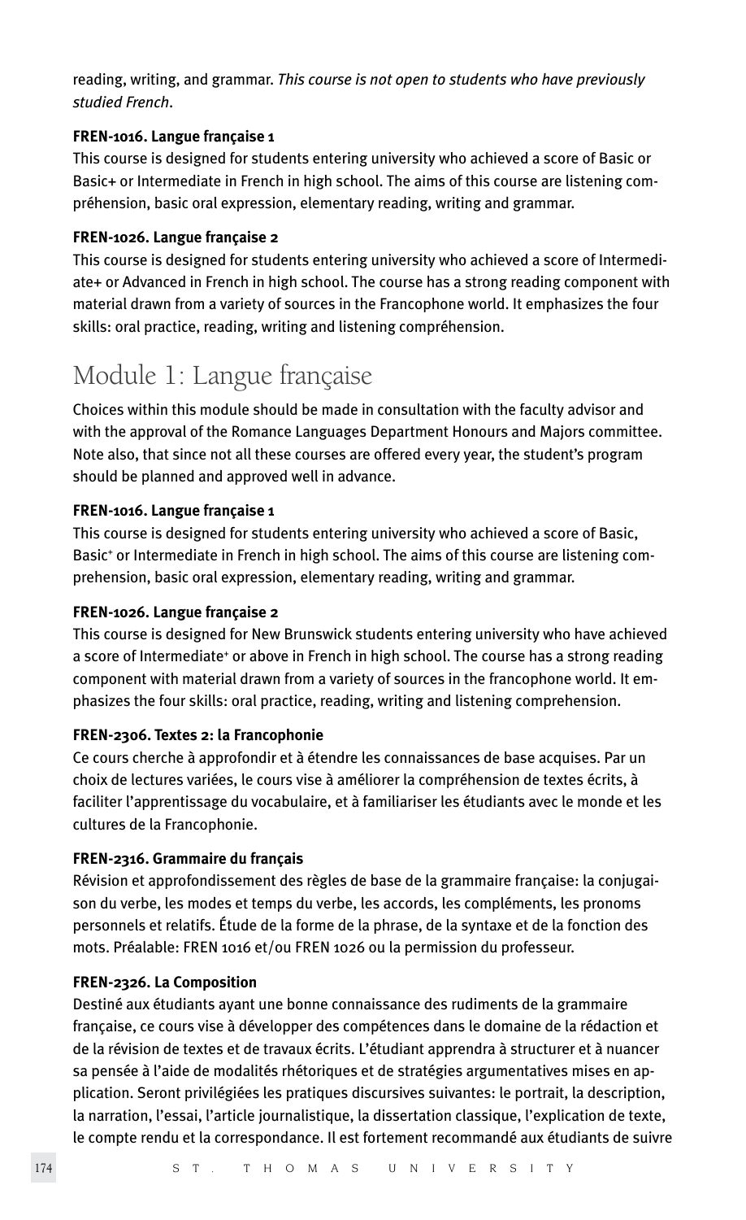reading, writing, and grammar. *This course is not open to students who have previously studied French*.

**FREN-1016. Langue française 1**

This course is designed for students entering university who achieved a score of Basic or Basic+ or Intermediate in French in high school. The aims of this course are listening compréhension, basic oral expression, elementary reading, writing and grammar.

**FREN-1026. Langue française 2**

This course is designed for students entering university who achieved a score of Intermediate+ or Advanced in French in high school. The course has a strong reading component with material drawn from a variety of sources in the Francophone world. It emphasizes the four skills: oral practice, reading, writing and listening compréhension.

## Module 1: Langue française

Choices within this module should be made in consultation with the faculty advisor and with the approval of the Romance Languages Department Honours and Majors committee. Note also, that since not all these courses are offered every year, the student's program should be planned and approved well in advance.

**FREN-1016. Langue française 1**

This course is designed for students entering university who achieved a score of Basic, Basic+ or Intermediate in French in high school. The aims of this course are listening comprehension, basic oral expression, elementary reading, writing and grammar.

**FREN-1026. Langue française 2**

This course is designed for New Brunswick students entering university who have achieved a score of Intermediate+ or above in French in high school. The course has a strong reading component with material drawn from a variety of sources in the francophone world. It emphasizes the four skills: oral practice, reading, writing and listening comprehension.

**FREN-2306. Textes 2: la Francophonie**

Ce cours cherche à approfondir et à étendre les connaissances de base acquises. Par un choix de lectures variées, le cours vise à améliorer la compréhension de textes écrits, à faciliter l'apprentissage du vocabulaire, et à familiariser les étudiants avec le monde et les cultures de la Francophonie.

**FREN-2316. Grammaire du français**

Révision et approfondissement des règles de base de la grammaire française: la conjugaison du verbe, les modes et temps du verbe, les accords, les compléments, les pronoms personnels et relatifs. Étude de la forme de la phrase, de la syntaxe et de la fonction des mots. Préalable: FREN 1016 et/ou FREN 1026 ou la permission du professeur.

**FREN-2326. La Composition**

Destiné aux étudiants ayant une bonne connaissance des rudiments de la grammaire française, ce cours vise à développer des compétences dans le domaine de la rédaction et de la révision de textes et de travaux écrits. L'étudiant apprendra à structurer et à nuancer sa pensée à l'aide de modalités rhétoriques et de stratégies argumentatives mises en application. Seront privilégiées les pratiques discursives suivantes: le portrait, la description, la narration, l'essai, l'article journalistique, la dissertation classique, l'explication de texte, le compte rendu et la correspondance. Il est fortement recommandé aux étudiants de suivre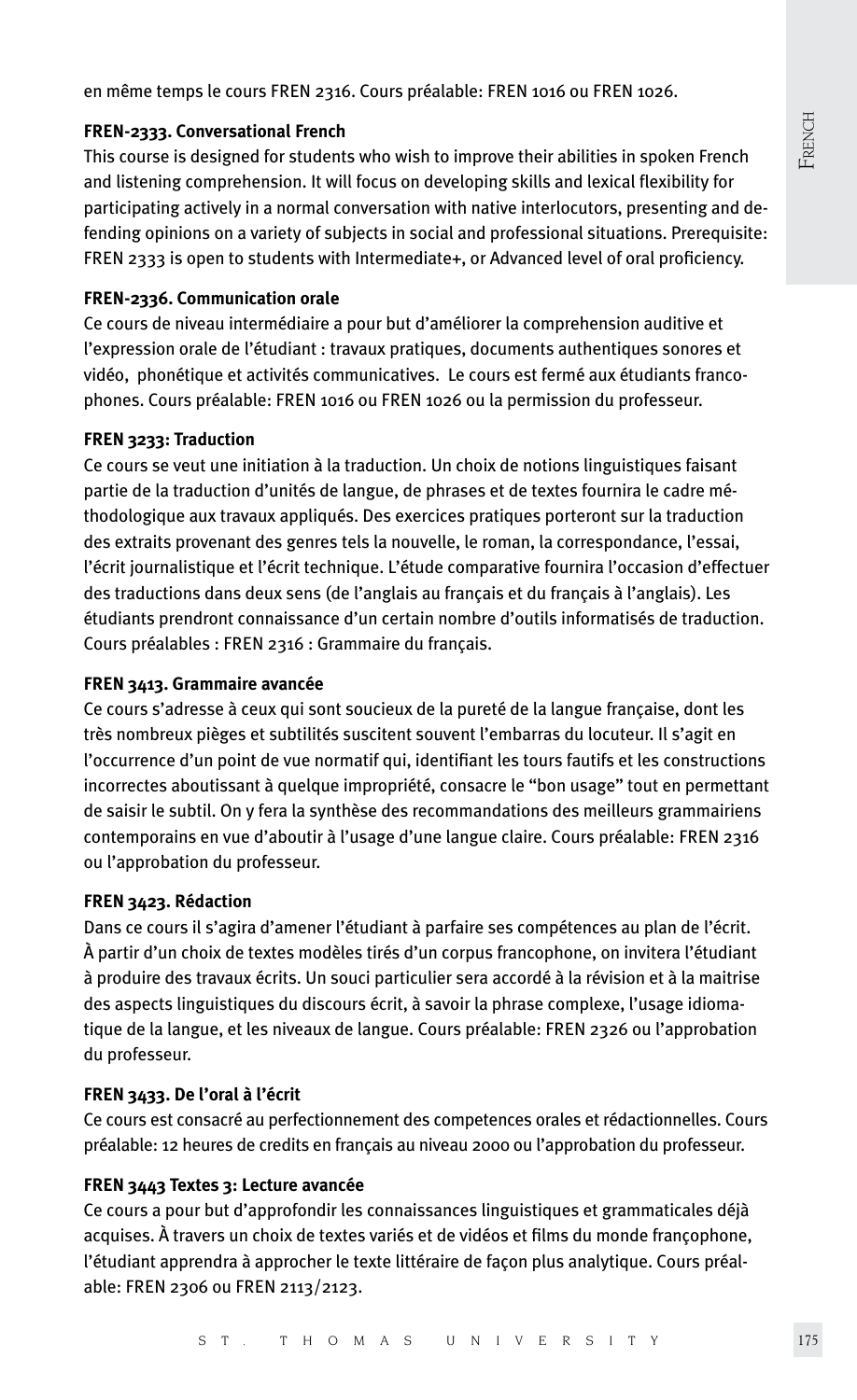en même temps le cours FREN 2316. Cours préalable: FREN 1016 ou FREN 1026.

**FREN-2333. Conversational French**

This course is designed for students who wish to improve their abilities in spoken French and listening comprehension. It will focus on developing skills and lexical flexibility for participating actively in a normal conversation with native interlocutors, presenting and defending opinions on a variety of subjects in social and professional situations. Prerequisite: FREN 2333 is open to students with Intermediate+, or Advanced level of oral proficiency.

**FREN-2336. Communication orale**

Ce cours de niveau intermédiaire a pour but d'améliorer la comprehension auditive et l'expression orale de l'étudiant : travaux pratiques, documents authentiques sonores et vidéo, phonétique et activités communicatives. Le cours est fermé aux étudiants francophones. Cours préalable: FREN 1016 ou FREN 1026 ou la permission du professeur.

**FREN 3233: Traduction**

Ce cours se veut une initiation à la traduction. Un choix de notions linguistiques faisant partie de la traduction d'unités de langue, de phrases et de textes fournira le cadre méthodologique aux travaux appliqués. Des exercices pratiques porteront sur la traduction des extraits provenant des genres tels la nouvelle, le roman, la correspondance, l'essai, l'écrit journalistique et l'écrit technique. L'étude comparative fournira l'occasion d'effectuer des traductions dans deux sens (de l'anglais au français et du français à l'anglais). Les étudiants prendront connaissance d'un certain nombre d'outils informatisés de traduction. Cours préalables : FREN 2316 : Grammaire du français.

**FREN 3413. Grammaire avancée**

Ce cours s'adresse à ceux qui sont soucieux de la pureté de la langue française, dont les très nombreux pièges et subtilités suscitent souvent l'embarras du locuteur. Il s'agit en l'occurrence d'un point de vue normatif qui, identifiant les tours fautifs et les constructions incorrectes aboutissant à quelque impropriété, consacre le "bon usage" tout en permettant de saisir le subtil. On y fera la synthèse des recommandations des meilleurs grammairiens contemporains en vue d'aboutir à l'usage d'une langue claire. Cours préalable: FREN 2316 ou l'approbation du professeur.

**FREN 3423. Rédaction**

Dans ce cours il s'agira d'amener l'étudiant à parfaire ses compétences au plan de l'écrit. À partir d'un choix de textes modèles tirés d'un corpus francophone, on invitera l'étudiant à produire des travaux écrits. Un souci particulier sera accordé à la révision et à la maitrise des aspects linguistiques du discours écrit, à savoir la phrase complexe, l'usage idiomatique de la langue, et les niveaux de langue. Cours préalable: FREN 2326 ou l'approbation du professeur.

**FREN 3433. De l'oral à l'écrit**

Ce cours est consacré au perfectionnement des competences orales et rédactionnelles. Cours préalable: 12 heures de credits en français au niveau 2000 ou l'approbation du professeur.

**FREN 3443 Textes 3: Lecture avancée**

Ce cours a pour but d'approfondir les connaissances linguistiques et grammaticales déjà acquises. À travers un choix de textes variés et de vidéos et films du monde françophone, l'étudiant apprendra à approcher le texte littéraire de façon plus analytique. Cours préalable: FREN 2306 ou FREN 2113/2123.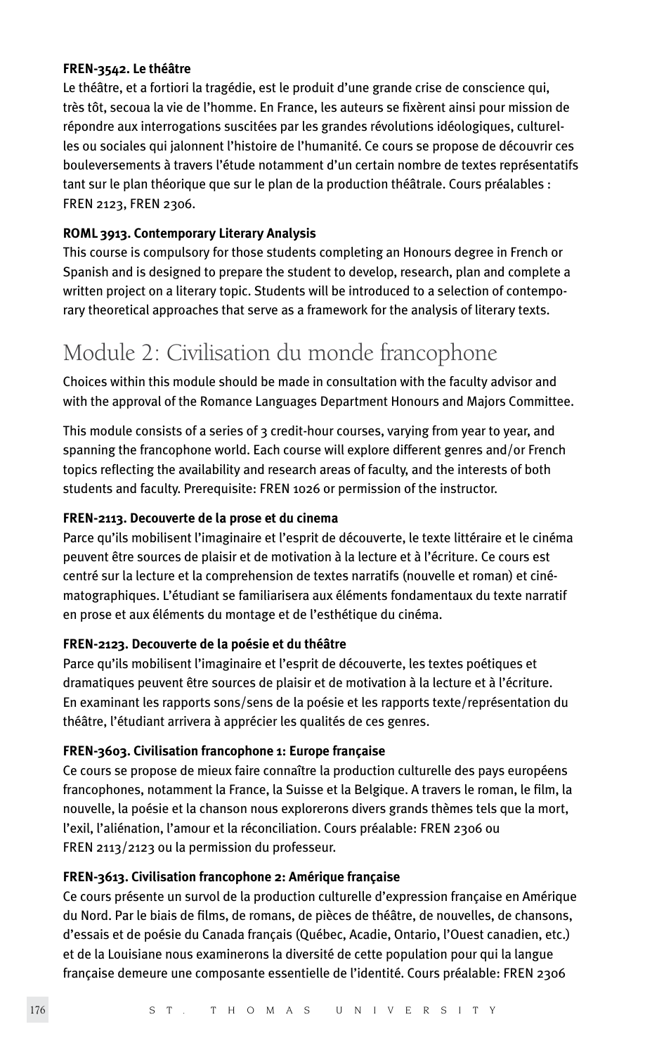**FREN-3542. Le théâtre**

Le théâtre, et a fortiori la tragédie, est le produit d'une grande crise de conscience qui, très tôt, secoua la vie de l'homme. En France, les auteurs se fixèrent ainsi pour mission de répondre aux interrogations suscitées par les grandes révolutions idéologiques, culturelles ou sociales qui jalonnent l'histoire de l'humanité. Ce cours se propose de découvrir ces bouleversements à travers l'étude notamment d'un certain nombre de textes représentatifs tant sur le plan théorique que sur le plan de la production théâtrale. Cours préalables : FREN 2123, FREN 2306.

**ROML 3913. Contemporary Literary Analysis**

This course is compulsory for those students completing an Honours degree in French or Spanish and is designed to prepare the student to develop, research, plan and complete a written project on a literary topic. Students will be introduced to a selection of contemporary theoretical approaches that serve as a framework for the analysis of literary texts.

## Module 2: Civilisation du monde francophone

Choices within this module should be made in consultation with the faculty advisor and with the approval of the Romance Languages Department Honours and Majors Committee.

This module consists of a series of 3 credit-hour courses, varying from year to year, and spanning the francophone world. Each course will explore different genres and/or French topics reflecting the availability and research areas of faculty, and the interests of both students and faculty. Prerequisite: FREN 1026 or permission of the instructor.

**FREN-2113. Decouverte de la prose et du cinema**

Parce qu'ils mobilisent l'imaginaire et l'esprit de découverte, le texte littéraire et le cinéma peuvent être sources de plaisir et de motivation à la lecture et à l'écriture. Ce cours est centré sur la lecture et la comprehension de textes narratifs (nouvelle et roman) et cinématographiques. L'étudiant se familiarisera aux éléments fondamentaux du texte narratif en prose et aux éléments du montage et de l'esthétique du cinéma.

**FREN-2123. Decouverte de la poésie et du théâtre**

Parce qu'ils mobilisent l'imaginaire et l'esprit de découverte, les textes poétiques et dramatiques peuvent être sources de plaisir et de motivation à la lecture et à l'écriture. En examinant les rapports sons/sens de la poésie et les rapports texte/représentation du théâtre, l'étudiant arrivera à apprécier les qualités de ces genres.

**FREN-3603. Civilisation francophone 1: Europe française**

Ce cours se propose de mieux faire connaître la production culturelle des pays européens francophones, notamment la France, la Suisse et la Belgique. A travers le roman, le film, la nouvelle, la poésie et la chanson nous explorerons divers grands thèmes tels que la mort, l'exil, l'aliénation, l'amour et la réconciliation. Cours préalable: FREN 2306 ou FREN 2113/2123 ou la permission du professeur.

**FREN-3613. Civilisation francophone 2: Amérique française**

Ce cours présente un survol de la production culturelle d'expression française en Amérique du Nord. Par le biais de films, de romans, de pièces de théâtre, de nouvelles, de chansons, d'essais et de poésie du Canada français (Québec, Acadie, Ontario, l'Ouest canadien, etc.) et de la Louisiane nous examinerons la diversité de cette population pour qui la langue française demeure une composante essentielle de l'identité. Cours préalable: FREN 2306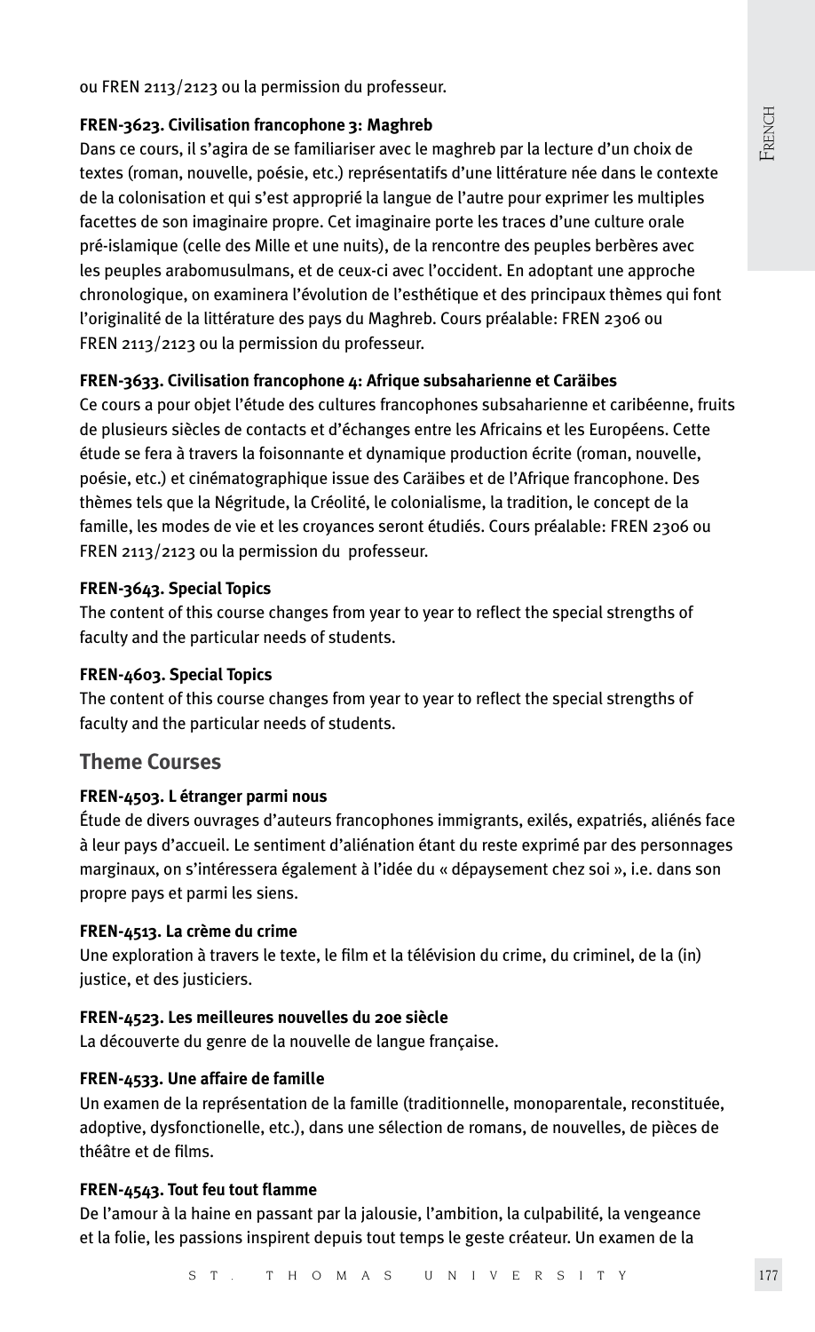ou FREN 2113/2123 ou la permission du professeur.

**FREN-3623. Civilisation francophone 3: Maghreb**

Dans ce cours, il s'agira de se familiariser avec le maghreb par la lecture d'un choix de textes (roman, nouvelle, poésie, etc.) représentatifs d'une littérature née dans le contexte de la colonisation et qui s'est approprié la langue de l'autre pour exprimer les multiples facettes de son imaginaire propre. Cet imaginaire porte les traces d'une culture orale pré-islamique (celle des Mille et une nuits), de la rencontre des peuples berbères avec les peuples arabomusulmans, et de ceux-ci avec l'occident. En adoptant une approche chronologique, on examinera l'évolution de l'esthétique et des principaux thèmes qui font l'originalité de la littérature des pays du Maghreb. Cours préalable: FREN 2306 ou FREN 2113/2123 ou la permission du professeur.

**FREN-3633. Civilisation francophone 4: Afrique subsaharienne et Caraïbes**

Ce cours a pour objet l'étude des cultures francophones subsaharienne et caribéenne, fruits de plusieurs siècles de contacts et d'échanges entre les Africains et les Européens. Cette étude se fera à travers la foisonnante et dynamique production écrite (roman, nouvelle, poésie, etc.) et cinématographique issue des Caraïbes et de l'Afrique francophone. Des thèmes tels que la Négritude, la Créolité, le colonialisme, la tradition, le concept de la famille, les modes de vie et les croyances seront étudiés. Cours préalable: FREN 2306 ou FREN 2113/2123 ou la permission du professeur.

**FREN-3643. Special Topics**

The content of this course changes from year to year to reflect the special strengths of faculty and the particular needs of students.

**FREN-4603. Special Topics**

The content of this course changes from year to year to reflect the special strengths of faculty and the particular needs of students.

## Theme Courses

**FREN-4503. L étranger parmi nous**

Étude de divers ouvrages d'auteurs francophones immigrants, exilés, expatriés, aliénés face à leur pays d'accueil. Le sentiment d'aliénation étant du reste exprimé par des personnages marginaux, on s'intéressera également à l'idée du « dépaysement chez soi », i.e. dans son propre pays et parmi les siens.

**FREN-4513. La crème du crime**

Une exploration à travers le texte, le film et la télévision du crime, du criminel, de la (in) justice, et des justiciers.

**FREN-4523. Les meilleures nouvelles du 20e siècle**

La découverte du genre de la nouvelle de langue française.

**FREN-4533. Une affaire de famille**

Un examen de la représentation de la famille (traditionnelle, monoparentale, reconstituée, adoptive, dysfonctionelle, etc.), dans une sélection de romans, de nouvelles, de pièces de théâtre et de films.

**FREN-4543. Tout feu tout flamme**

De l'amour à la haine en passant par la jalousie, l'ambition, la culpabilité, la vengeance et la folie, les passions inspirent depuis tout temps le geste créateur. Un examen de la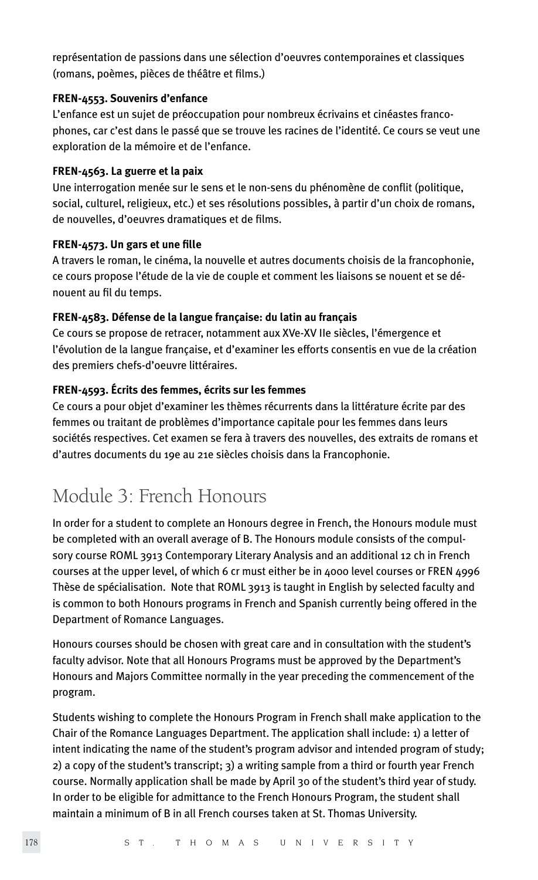représentation de passions dans une sélection d'oeuvres contemporaines et classiques (romans, poèmes, pièces de théâtre et films.)

**FREN-4553. Souvenirs d'enfance**

L'enfance est un sujet de préoccupation pour nombreux écrivains et cinéastes francophones, car c'est dans le passé que se trouve les racines de l'identité. Ce cours se veut une exploration de la mémoire et de l'enfance.

**FREN-4563. La guerre et la paix**

Une interrogation menée sur le sens et le non-sens du phénomène de conflit (politique, social, culturel, religieux, etc.) et ses résolutions possibles, à partir d'un choix de romans, de nouvelles, d'oeuvres dramatiques et de films.

**FREN-4573. Un gars et une fille**

A travers le roman, le cinéma, la nouvelle et autres documents choisis de la francophonie, ce cours propose l'étude de la vie de couple et comment les liaisons se nouent et se dénouent au fil du temps.

**FREN-4583. Défense de la langue française: du latin au français**

Ce cours se propose de retracer, notamment aux XVe-XV IIe siècles, l'émergence et l'évolution de la langue française, et d'examiner les efforts consentis en vue de la création des premiers chefs-d'oeuvre littéraires.

**FREN-4593. Écrits des femmes, écrits sur les femmes**

Ce cours a pour objet d'examiner les thèmes récurrents dans la littérature écrite par des femmes ou traitant de problèmes d'importance capitale pour les femmes dans leurs sociétés respectives. Cet examen se fera à travers des nouvelles, des extraits de romans et d'autres documents du 19e au 21e siècles choisis dans la Francophonie.

## Module 3: French Honours

In order for a student to complete an Honours degree in French, the Honours module must be completed with an overall average of B. The Honours module consists of the compulsory course ROML 3913 Contemporary Literary Analysis and an additional 12 ch in French courses at the upper level, of which 6 cr must either be in 4000 level courses or FREN 4996 Thèse de spécialisation. Note that ROML 3913 is taught in English by selected faculty and is common to both Honours programs in French and Spanish currently being offered in the Department of Romance Languages.

Honours courses should be chosen with great care and in consultation with the student's faculty advisor. Note that all Honours Programs must be approved by the Department's Honours and Majors Committee normally in the year preceding the commencement of the program.

Students wishing to complete the Honours Program in French shall make application to the Chair of the Romance Languages Department. The application shall include: 1) a letter of intent indicating the name of the student's program advisor and intended program of study; 2) a copy of the student's transcript; 3) a writing sample from a third or fourth year French course. Normally application shall be made by April 30 of the student's third year of study. In order to be eligible for admittance to the French Honours Program, the student shall maintain a minimum of B in all French courses taken at St. Thomas University.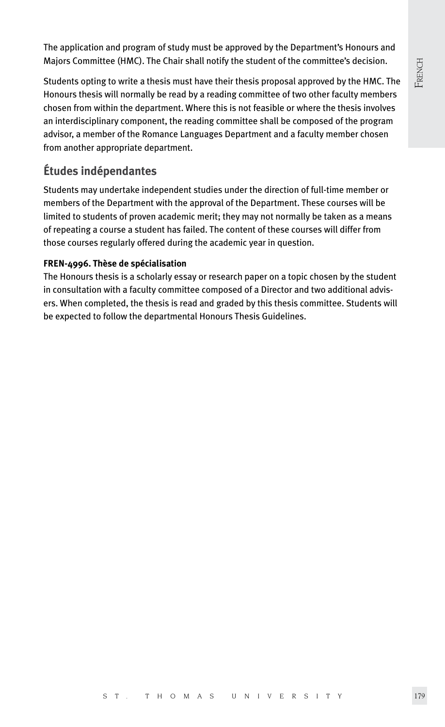The application and program of study must be approved by the Department's Honours and Majors Committee (HMC). The Chair shall notify the student of the committee's decision.

Students opting to write a thesis must have their thesis proposal approved by the HMC. The Honours thesis will normally be read by a reading committee of two other faculty members chosen from within the department. Where this is not feasible or where the thesis involves an interdisciplinary component, the reading committee shall be composed of the program advisor, a member of the Romance Languages Department and a faculty member chosen from another appropriate department.

## Études indépendantes

Students may undertake independent studies under the direction of full-time member or members of the Department with the approval of the Department. These courses will be limited to students of proven academic merit; they may not normally be taken as a means of repeating a course a student has failed. The content of these courses will differ from those courses regularly offered during the academic year in question.

**FREN-4996. Thèse de spécialisation**

The Honours thesis is a scholarly essay or research paper on a topic chosen by the student in consultation with a faculty committee composed of a Director and two additional advisers. When completed, the thesis is read and graded by this thesis committee. Students will be expected to follow the departmental Honours Thesis Guidelines.